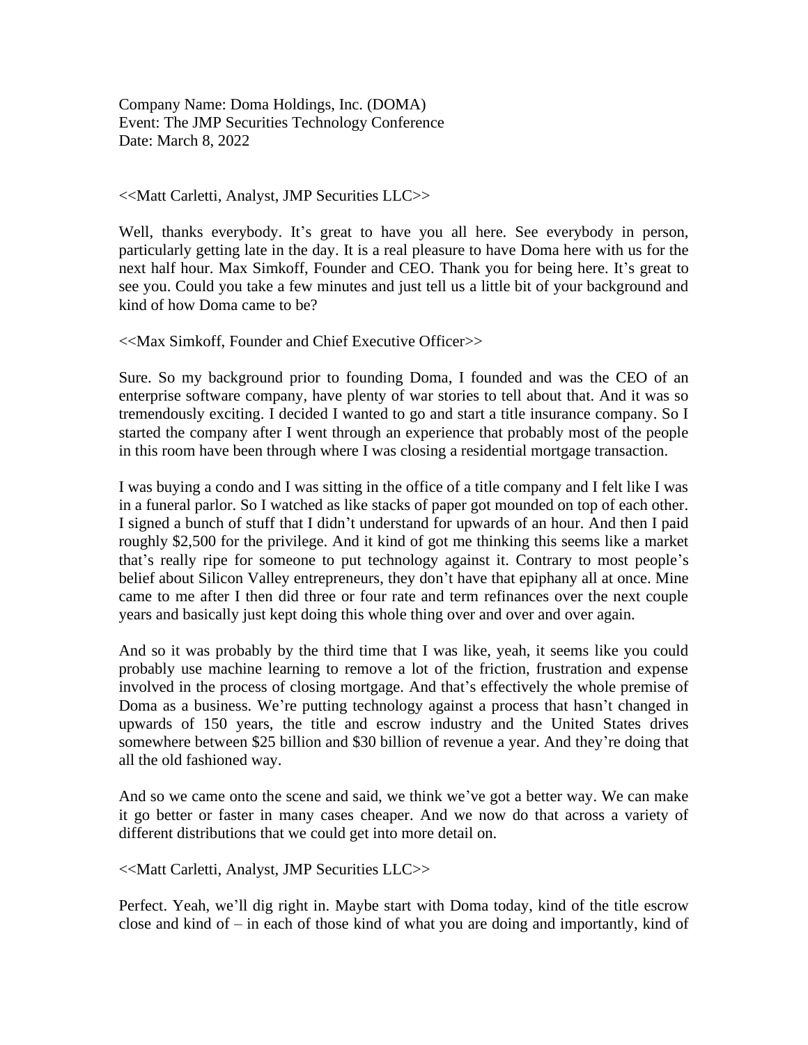Company Name: Doma Holdings, Inc. (DOMA)
Event: The JMP Securities Technology Conference
Date: March 8, 2022

<<Matt Carletti, Analyst, JMP Securities LLC>>

Well, thanks everybody. It's great to have you all here. See everybody in person, particularly getting late in the day. It is a real pleasure to have Doma here with us for the next half hour. Max Simkoff, Founder and CEO. Thank you for being here. It's great to see you. Could you take a few minutes and just tell us a little bit of your background and kind of how Doma came to be?

<<Max Simkoff, Founder and Chief Executive Officer>>

Sure. So my background prior to founding Doma, I founded and was the CEO of an enterprise software company, have plenty of war stories to tell about that. And it was so tremendously exciting. I decided I wanted to go and start a title insurance company. So I started the company after I went through an experience that probably most of the people in this room have been through where I was closing a residential mortgage transaction.

I was buying a condo and I was sitting in the office of a title company and I felt like I was in a funeral parlor. So I watched as like stacks of paper got mounded on top of each other. I signed a bunch of stuff that I didn't understand for upwards of an hour. And then I paid roughly $2,500 for the privilege. And it kind of got me thinking this seems like a market that's really ripe for someone to put technology against it. Contrary to most people's belief about Silicon Valley entrepreneurs, they don't have that epiphany all at once. Mine came to me after I then did three or four rate and term refinances over the next couple years and basically just kept doing this whole thing over and over and over again.

And so it was probably by the third time that I was like, yeah, it seems like you could probably use machine learning to remove a lot of the friction, frustration and expense involved in the process of closing mortgage. And that's effectively the whole premise of Doma as a business. We're putting technology against a process that hasn't changed in upwards of 150 years, the title and escrow industry and the United States drives somewhere between $25 billion and $30 billion of revenue a year. And they're doing that all the old fashioned way.

And so we came onto the scene and said, we think we've got a better way. We can make it go better or faster in many cases cheaper. And we now do that across a variety of different distributions that we could get into more detail on.

<<Matt Carletti, Analyst, JMP Securities LLC>>

Perfect. Yeah, we'll dig right in. Maybe start with Doma today, kind of the title escrow close and kind of – in each of those kind of what you are doing and importantly, kind of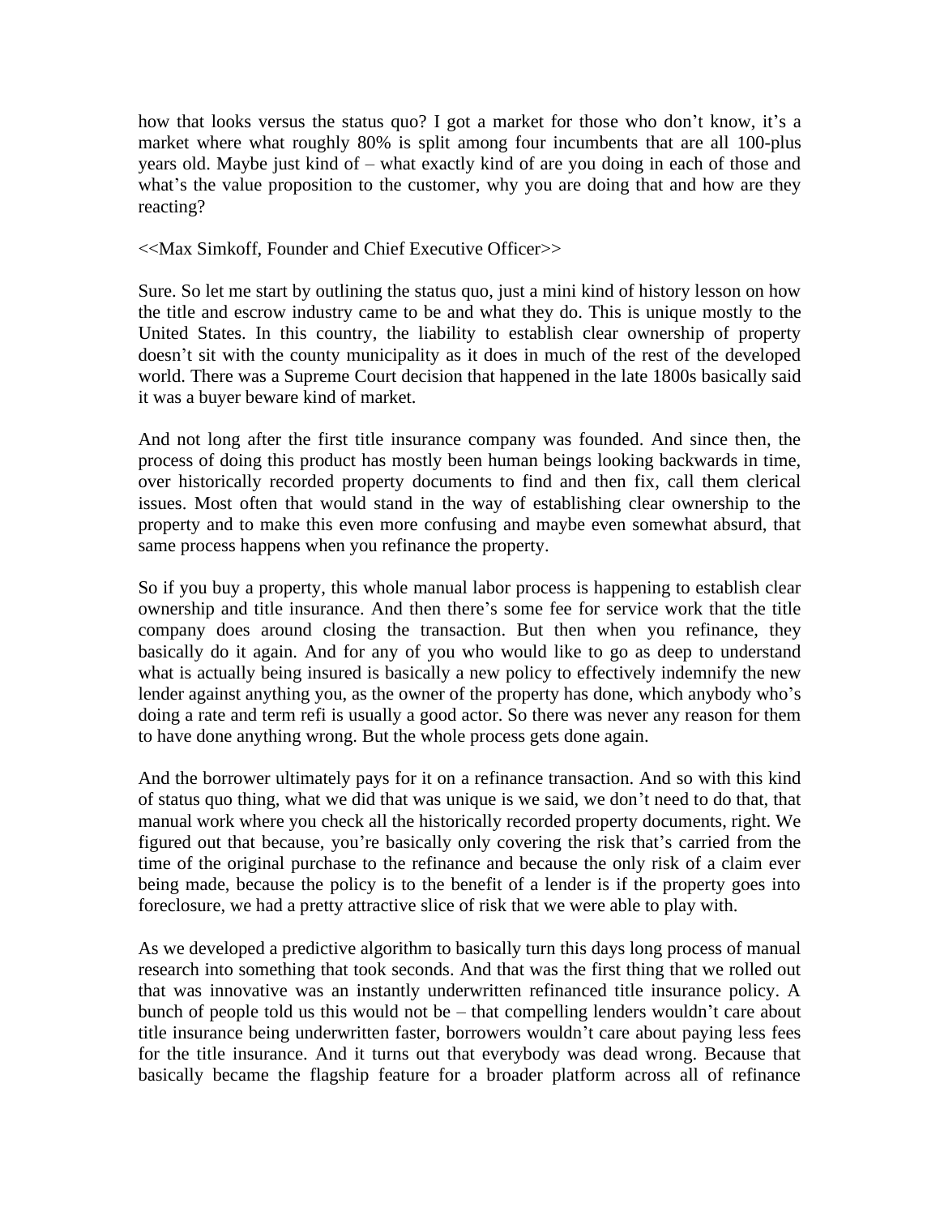how that looks versus the status quo? I got a market for those who don't know, it's a market where what roughly 80% is split among four incumbents that are all 100-plus years old. Maybe just kind of – what exactly kind of are you doing in each of those and what's the value proposition to the customer, why you are doing that and how are they reacting?

<<Max Simkoff, Founder and Chief Executive Officer>>

Sure. So let me start by outlining the status quo, just a mini kind of history lesson on how the title and escrow industry came to be and what they do. This is unique mostly to the United States. In this country, the liability to establish clear ownership of property doesn't sit with the county municipality as it does in much of the rest of the developed world. There was a Supreme Court decision that happened in the late 1800s basically said it was a buyer beware kind of market.

And not long after the first title insurance company was founded. And since then, the process of doing this product has mostly been human beings looking backwards in time, over historically recorded property documents to find and then fix, call them clerical issues. Most often that would stand in the way of establishing clear ownership to the property and to make this even more confusing and maybe even somewhat absurd, that same process happens when you refinance the property.

So if you buy a property, this whole manual labor process is happening to establish clear ownership and title insurance. And then there's some fee for service work that the title company does around closing the transaction. But then when you refinance, they basically do it again. And for any of you who would like to go as deep to understand what is actually being insured is basically a new policy to effectively indemnify the new lender against anything you, as the owner of the property has done, which anybody who's doing a rate and term refi is usually a good actor. So there was never any reason for them to have done anything wrong. But the whole process gets done again.

And the borrower ultimately pays for it on a refinance transaction. And so with this kind of status quo thing, what we did that was unique is we said, we don't need to do that, that manual work where you check all the historically recorded property documents, right. We figured out that because, you're basically only covering the risk that's carried from the time of the original purchase to the refinance and because the only risk of a claim ever being made, because the policy is to the benefit of a lender is if the property goes into foreclosure, we had a pretty attractive slice of risk that we were able to play with.

As we developed a predictive algorithm to basically turn this days long process of manual research into something that took seconds. And that was the first thing that we rolled out that was innovative was an instantly underwritten refinanced title insurance policy. A bunch of people told us this would not be – that compelling lenders wouldn't care about title insurance being underwritten faster, borrowers wouldn't care about paying less fees for the title insurance. And it turns out that everybody was dead wrong. Because that basically became the flagship feature for a broader platform across all of refinance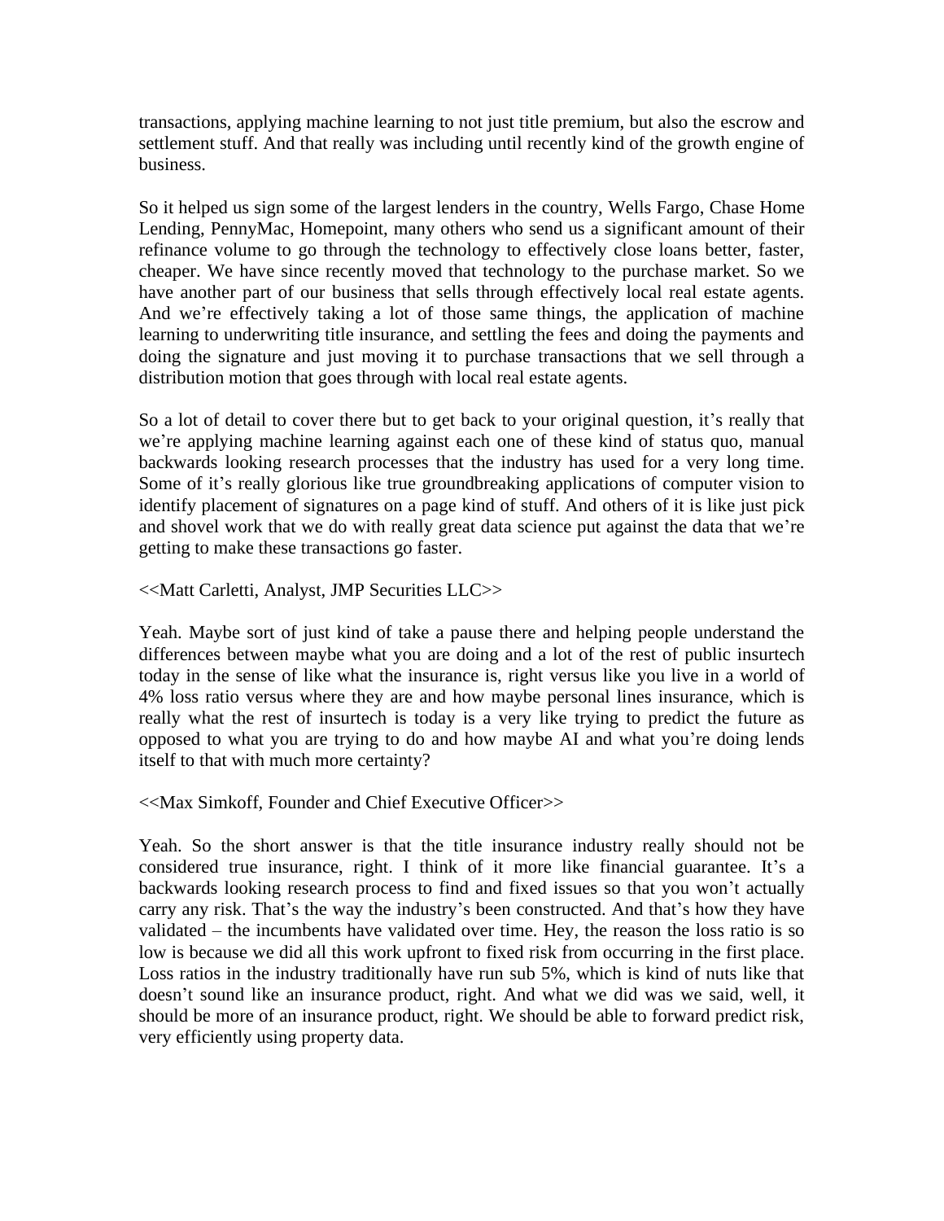transactions, applying machine learning to not just title premium, but also the escrow and settlement stuff. And that really was including until recently kind of the growth engine of business.

So it helped us sign some of the largest lenders in the country, Wells Fargo, Chase Home Lending, PennyMac, Homepoint, many others who send us a significant amount of their refinance volume to go through the technology to effectively close loans better, faster, cheaper. We have since recently moved that technology to the purchase market. So we have another part of our business that sells through effectively local real estate agents. And we're effectively taking a lot of those same things, the application of machine learning to underwriting title insurance, and settling the fees and doing the payments and doing the signature and just moving it to purchase transactions that we sell through a distribution motion that goes through with local real estate agents.

So a lot of detail to cover there but to get back to your original question, it's really that we're applying machine learning against each one of these kind of status quo, manual backwards looking research processes that the industry has used for a very long time. Some of it's really glorious like true groundbreaking applications of computer vision to identify placement of signatures on a page kind of stuff. And others of it is like just pick and shovel work that we do with really great data science put against the data that we're getting to make these transactions go faster.

<<Matt Carletti, Analyst, JMP Securities LLC>>

Yeah. Maybe sort of just kind of take a pause there and helping people understand the differences between maybe what you are doing and a lot of the rest of public insurtech today in the sense of like what the insurance is, right versus like you live in a world of 4% loss ratio versus where they are and how maybe personal lines insurance, which is really what the rest of insurtech is today is a very like trying to predict the future as opposed to what you are trying to do and how maybe AI and what you're doing lends itself to that with much more certainty?

<<Max Simkoff, Founder and Chief Executive Officer>>

Yeah. So the short answer is that the title insurance industry really should not be considered true insurance, right. I think of it more like financial guarantee. It's a backwards looking research process to find and fixed issues so that you won't actually carry any risk. That's the way the industry's been constructed. And that's how they have validated – the incumbents have validated over time. Hey, the reason the loss ratio is so low is because we did all this work upfront to fixed risk from occurring in the first place. Loss ratios in the industry traditionally have run sub 5%, which is kind of nuts like that doesn't sound like an insurance product, right. And what we did was we said, well, it should be more of an insurance product, right. We should be able to forward predict risk, very efficiently using property data.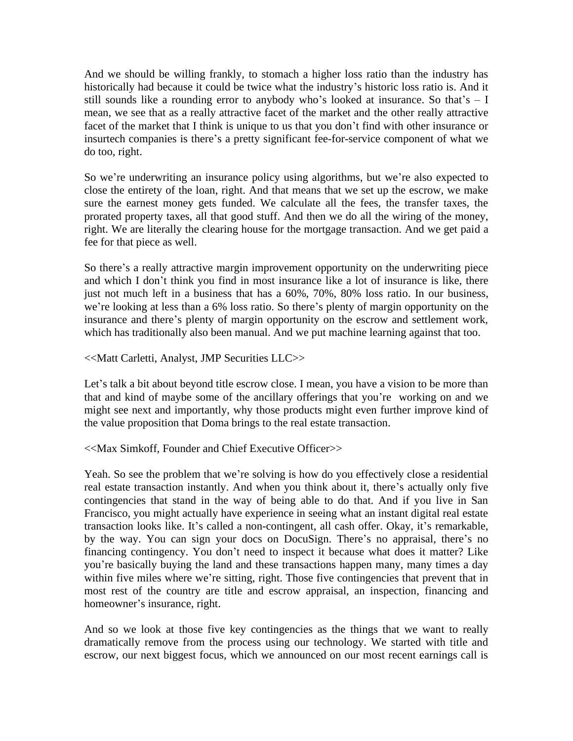And we should be willing frankly, to stomach a higher loss ratio than the industry has historically had because it could be twice what the industry's historic loss ratio is. And it still sounds like a rounding error to anybody who's looked at insurance. So that's – I mean, we see that as a really attractive facet of the market and the other really attractive facet of the market that I think is unique to us that you don't find with other insurance or insurtech companies is there's a pretty significant fee-for-service component of what we do too, right.

So we're underwriting an insurance policy using algorithms, but we're also expected to close the entirety of the loan, right. And that means that we set up the escrow, we make sure the earnest money gets funded. We calculate all the fees, the transfer taxes, the prorated property taxes, all that good stuff. And then we do all the wiring of the money, right. We are literally the clearing house for the mortgage transaction. And we get paid a fee for that piece as well.

So there's a really attractive margin improvement opportunity on the underwriting piece and which I don't think you find in most insurance like a lot of insurance is like, there just not much left in a business that has a 60%, 70%, 80% loss ratio. In our business, we're looking at less than a 6% loss ratio. So there's plenty of margin opportunity on the insurance and there's plenty of margin opportunity on the escrow and settlement work, which has traditionally also been manual. And we put machine learning against that too.

<<Matt Carletti, Analyst, JMP Securities LLC>>

Let's talk a bit about beyond title escrow close. I mean, you have a vision to be more than that and kind of maybe some of the ancillary offerings that you're working on and we might see next and importantly, why those products might even further improve kind of the value proposition that Doma brings to the real estate transaction.

<<Max Simkoff, Founder and Chief Executive Officer>>

Yeah. So see the problem that we're solving is how do you effectively close a residential real estate transaction instantly. And when you think about it, there's actually only five contingencies that stand in the way of being able to do that. And if you live in San Francisco, you might actually have experience in seeing what an instant digital real estate transaction looks like. It's called a non-contingent, all cash offer. Okay, it's remarkable, by the way. You can sign your docs on DocuSign. There's no appraisal, there's no financing contingency. You don't need to inspect it because what does it matter? Like you're basically buying the land and these transactions happen many, many times a day within five miles where we're sitting, right. Those five contingencies that prevent that in most rest of the country are title and escrow appraisal, an inspection, financing and homeowner's insurance, right.

And so we look at those five key contingencies as the things that we want to really dramatically remove from the process using our technology. We started with title and escrow, our next biggest focus, which we announced on our most recent earnings call is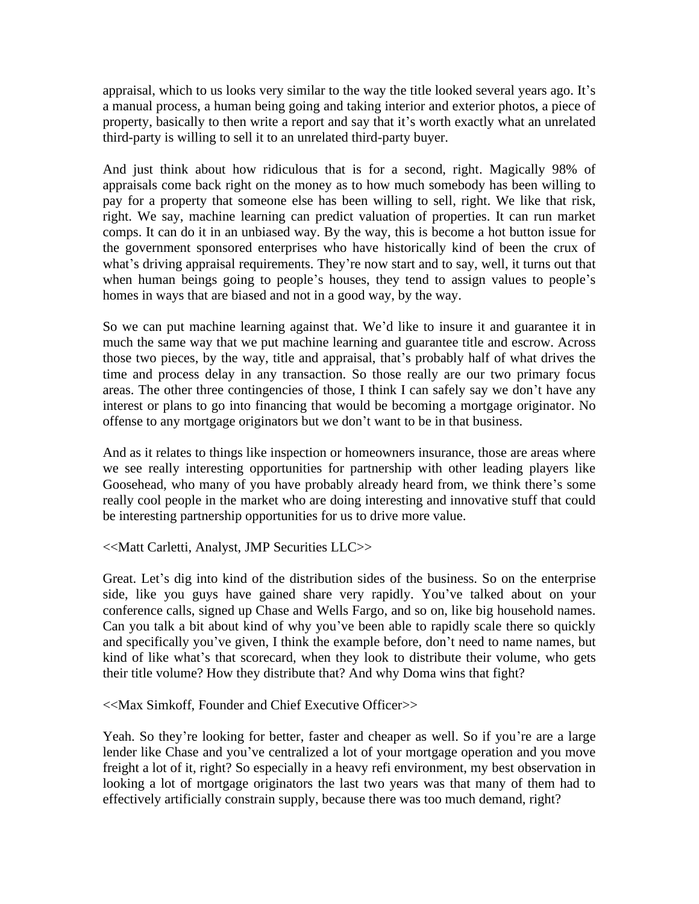appraisal, which to us looks very similar to the way the title looked several years ago. It's a manual process, a human being going and taking interior and exterior photos, a piece of property, basically to then write a report and say that it's worth exactly what an unrelated third-party is willing to sell it to an unrelated third-party buyer.

And just think about how ridiculous that is for a second, right. Magically 98% of appraisals come back right on the money as to how much somebody has been willing to pay for a property that someone else has been willing to sell, right. We like that risk, right. We say, machine learning can predict valuation of properties. It can run market comps. It can do it in an unbiased way. By the way, this is become a hot button issue for the government sponsored enterprises who have historically kind of been the crux of what's driving appraisal requirements. They're now start and to say, well, it turns out that when human beings going to people's houses, they tend to assign values to people's homes in ways that are biased and not in a good way, by the way.

So we can put machine learning against that. We'd like to insure it and guarantee it in much the same way that we put machine learning and guarantee title and escrow. Across those two pieces, by the way, title and appraisal, that's probably half of what drives the time and process delay in any transaction. So those really are our two primary focus areas. The other three contingencies of those, I think I can safely say we don't have any interest or plans to go into financing that would be becoming a mortgage originator. No offense to any mortgage originators but we don't want to be in that business.

And as it relates to things like inspection or homeowners insurance, those are areas where we see really interesting opportunities for partnership with other leading players like Goosehead, who many of you have probably already heard from, we think there's some really cool people in the market who are doing interesting and innovative stuff that could be interesting partnership opportunities for us to drive more value.

<<Matt Carletti, Analyst, JMP Securities LLC>>

Great. Let's dig into kind of the distribution sides of the business. So on the enterprise side, like you guys have gained share very rapidly. You've talked about on your conference calls, signed up Chase and Wells Fargo, and so on, like big household names. Can you talk a bit about kind of why you've been able to rapidly scale there so quickly and specifically you've given, I think the example before, don't need to name names, but kind of like what's that scorecard, when they look to distribute their volume, who gets their title volume? How they distribute that? And why Doma wins that fight?

<<Max Simkoff, Founder and Chief Executive Officer>>

Yeah. So they're looking for better, faster and cheaper as well. So if you're are a large lender like Chase and you've centralized a lot of your mortgage operation and you move freight a lot of it, right? So especially in a heavy refi environment, my best observation in looking a lot of mortgage originators the last two years was that many of them had to effectively artificially constrain supply, because there was too much demand, right?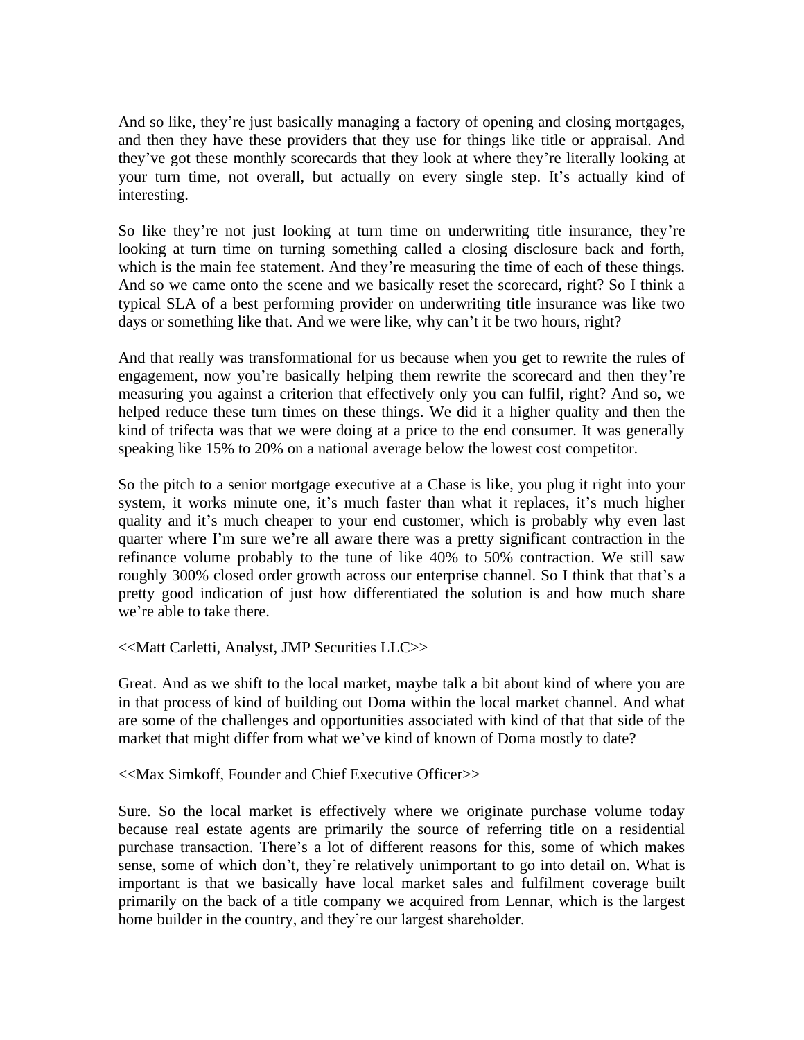And so like, they're just basically managing a factory of opening and closing mortgages, and then they have these providers that they use for things like title or appraisal. And they've got these monthly scorecards that they look at where they're literally looking at your turn time, not overall, but actually on every single step. It's actually kind of interesting.

So like they're not just looking at turn time on underwriting title insurance, they're looking at turn time on turning something called a closing disclosure back and forth, which is the main fee statement. And they're measuring the time of each of these things. And so we came onto the scene and we basically reset the scorecard, right? So I think a typical SLA of a best performing provider on underwriting title insurance was like two days or something like that. And we were like, why can't it be two hours, right?

And that really was transformational for us because when you get to rewrite the rules of engagement, now you're basically helping them rewrite the scorecard and then they're measuring you against a criterion that effectively only you can fulfil, right? And so, we helped reduce these turn times on these things. We did it a higher quality and then the kind of trifecta was that we were doing at a price to the end consumer. It was generally speaking like 15% to 20% on a national average below the lowest cost competitor.

So the pitch to a senior mortgage executive at a Chase is like, you plug it right into your system, it works minute one, it's much faster than what it replaces, it's much higher quality and it's much cheaper to your end customer, which is probably why even last quarter where I'm sure we're all aware there was a pretty significant contraction in the refinance volume probably to the tune of like 40% to 50% contraction. We still saw roughly 300% closed order growth across our enterprise channel. So I think that that's a pretty good indication of just how differentiated the solution is and how much share we're able to take there.

<<Matt Carletti, Analyst, JMP Securities LLC>>

Great. And as we shift to the local market, maybe talk a bit about kind of where you are in that process of kind of building out Doma within the local market channel. And what are some of the challenges and opportunities associated with kind of that that side of the market that might differ from what we've kind of known of Doma mostly to date?

<<Max Simkoff, Founder and Chief Executive Officer>>

Sure. So the local market is effectively where we originate purchase volume today because real estate agents are primarily the source of referring title on a residential purchase transaction. There's a lot of different reasons for this, some of which makes sense, some of which don't, they're relatively unimportant to go into detail on. What is important is that we basically have local market sales and fulfilment coverage built primarily on the back of a title company we acquired from Lennar, which is the largest home builder in the country, and they're our largest shareholder.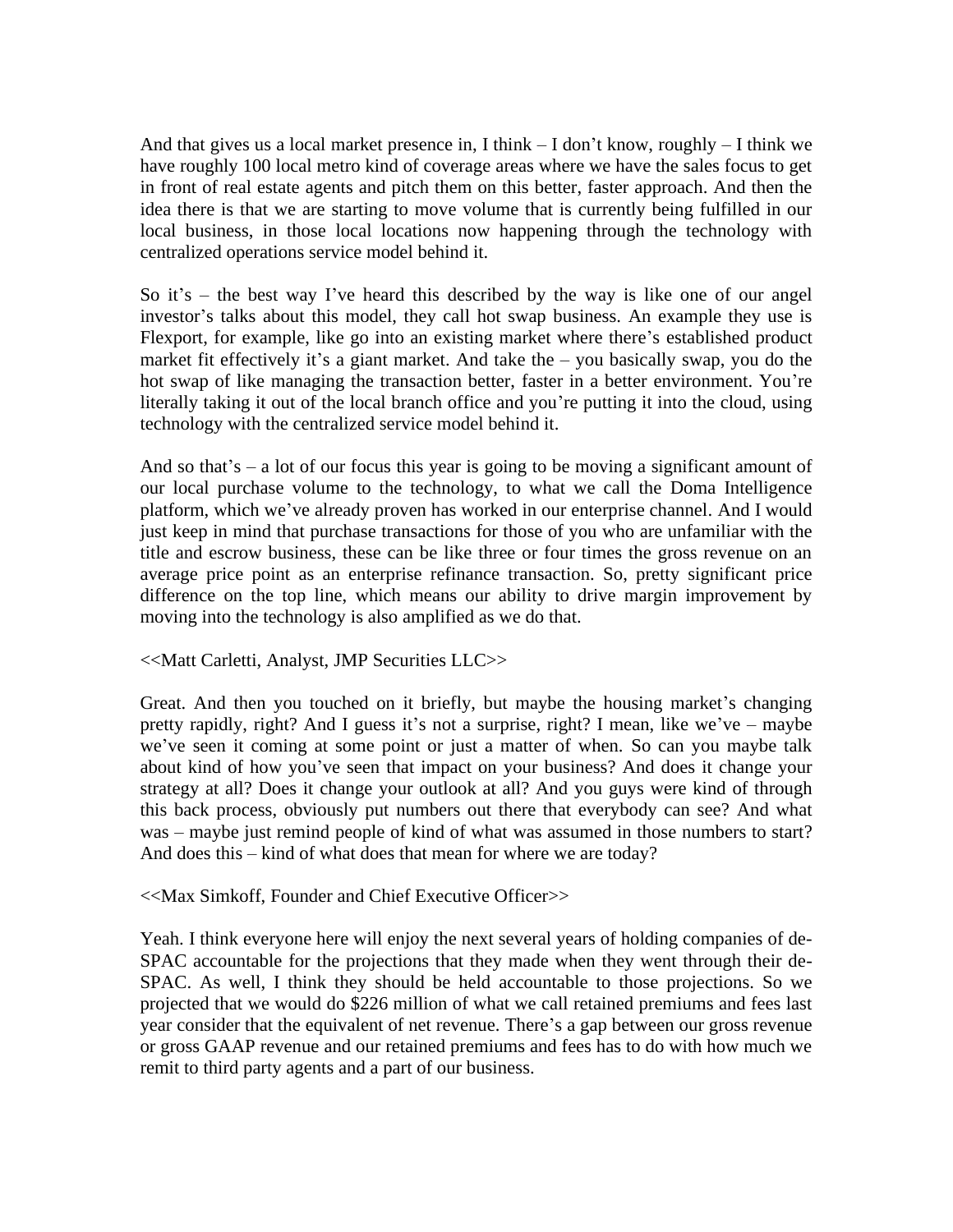And that gives us a local market presence in, I think – I don't know, roughly – I think we have roughly 100 local metro kind of coverage areas where we have the sales focus to get in front of real estate agents and pitch them on this better, faster approach. And then the idea there is that we are starting to move volume that is currently being fulfilled in our local business, in those local locations now happening through the technology with centralized operations service model behind it.

So it's – the best way I've heard this described by the way is like one of our angel investor's talks about this model, they call hot swap business. An example they use is Flexport, for example, like go into an existing market where there's established product market fit effectively it's a giant market. And take the – you basically swap, you do the hot swap of like managing the transaction better, faster in a better environment. You're literally taking it out of the local branch office and you're putting it into the cloud, using technology with the centralized service model behind it.

And so that's – a lot of our focus this year is going to be moving a significant amount of our local purchase volume to the technology, to what we call the Doma Intelligence platform, which we've already proven has worked in our enterprise channel. And I would just keep in mind that purchase transactions for those of you who are unfamiliar with the title and escrow business, these can be like three or four times the gross revenue on an average price point as an enterprise refinance transaction. So, pretty significant price difference on the top line, which means our ability to drive margin improvement by moving into the technology is also amplified as we do that.

<<Matt Carletti, Analyst, JMP Securities LLC>>

Great. And then you touched on it briefly, but maybe the housing market's changing pretty rapidly, right? And I guess it's not a surprise, right? I mean, like we've – maybe we've seen it coming at some point or just a matter of when. So can you maybe talk about kind of how you've seen that impact on your business? And does it change your strategy at all? Does it change your outlook at all? And you guys were kind of through this back process, obviously put numbers out there that everybody can see? And what was – maybe just remind people of kind of what was assumed in those numbers to start? And does this – kind of what does that mean for where we are today?

<<Max Simkoff, Founder and Chief Executive Officer>>

Yeah. I think everyone here will enjoy the next several years of holding companies of de-SPAC accountable for the projections that they made when they went through their de-SPAC. As well, I think they should be held accountable to those projections. So we projected that we would do $226 million of what we call retained premiums and fees last year consider that the equivalent of net revenue. There's a gap between our gross revenue or gross GAAP revenue and our retained premiums and fees has to do with how much we remit to third party agents and a part of our business.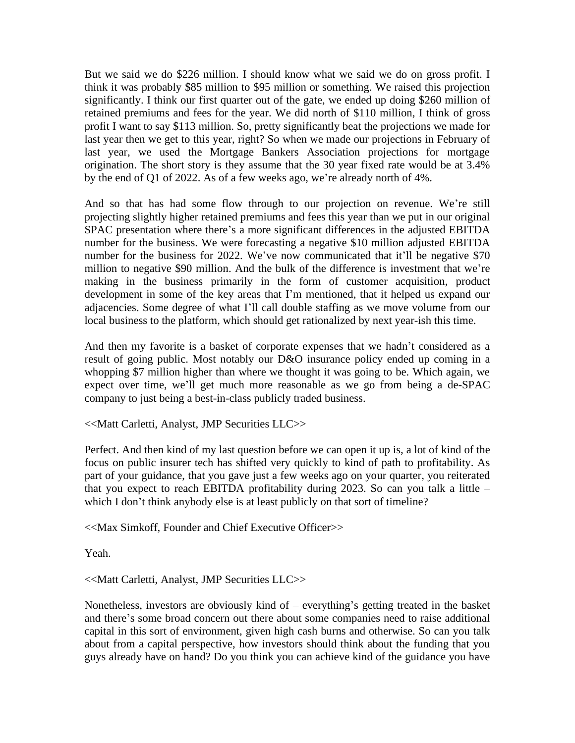But we said we do $226 million. I should know what we said we do on gross profit. I think it was probably $85 million to $95 million or something. We raised this projection significantly. I think our first quarter out of the gate, we ended up doing $260 million of retained premiums and fees for the year. We did north of $110 million, I think of gross profit I want to say $113 million. So, pretty significantly beat the projections we made for last year then we get to this year, right? So when we made our projections in February of last year, we used the Mortgage Bankers Association projections for mortgage origination. The short story is they assume that the 30 year fixed rate would be at 3.4% by the end of Q1 of 2022. As of a few weeks ago, we're already north of 4%.

And so that has had some flow through to our projection on revenue. We're still projecting slightly higher retained premiums and fees this year than we put in our original SPAC presentation where there's a more significant differences in the adjusted EBITDA number for the business. We were forecasting a negative $10 million adjusted EBITDA number for the business for 2022. We've now communicated that it'll be negative $70 million to negative $90 million. And the bulk of the difference is investment that we're making in the business primarily in the form of customer acquisition, product development in some of the key areas that I'm mentioned, that it helped us expand our adjacencies. Some degree of what I'll call double staffing as we move volume from our local business to the platform, which should get rationalized by next year-ish this time.

And then my favorite is a basket of corporate expenses that we hadn't considered as a result of going public. Most notably our D&O insurance policy ended up coming in a whopping $7 million higher than where we thought it was going to be. Which again, we expect over time, we'll get much more reasonable as we go from being a de-SPAC company to just being a best-in-class publicly traded business.

<<Matt Carletti, Analyst, JMP Securities LLC>>

Perfect. And then kind of my last question before we can open it up is, a lot of kind of the focus on public insurer tech has shifted very quickly to kind of path to profitability. As part of your guidance, that you gave just a few weeks ago on your quarter, you reiterated that you expect to reach EBITDA profitability during 2023. So can you talk a little – which I don't think anybody else is at least publicly on that sort of timeline?

<<Max Simkoff, Founder and Chief Executive Officer>>

Yeah.

<<Matt Carletti, Analyst, JMP Securities LLC>>

Nonetheless, investors are obviously kind of – everything's getting treated in the basket and there's some broad concern out there about some companies need to raise additional capital in this sort of environment, given high cash burns and otherwise. So can you talk about from a capital perspective, how investors should think about the funding that you guys already have on hand? Do you think you can achieve kind of the guidance you have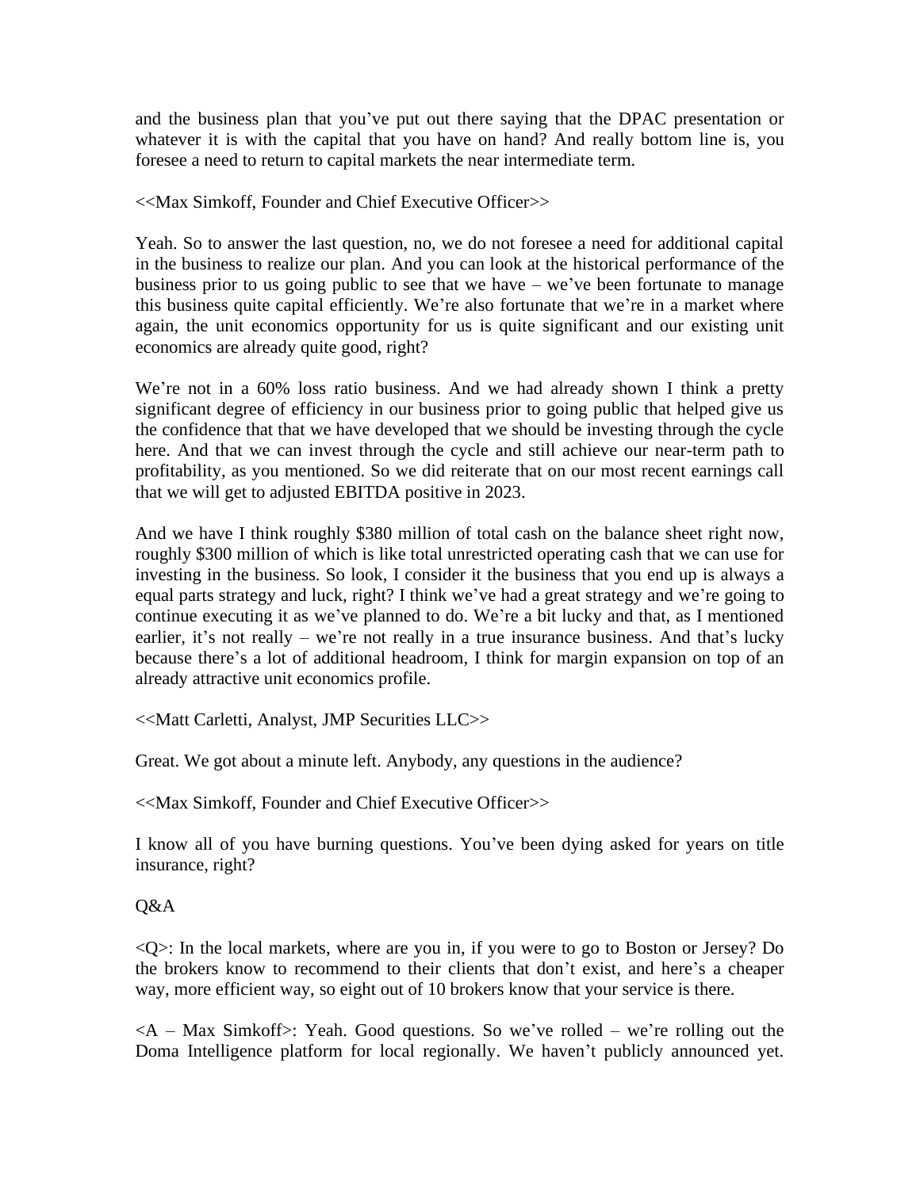and the business plan that you've put out there saying that the DPAC presentation or whatever it is with the capital that you have on hand? And really bottom line is, you foresee a need to return to capital markets the near intermediate term.

<<Max Simkoff, Founder and Chief Executive Officer>>

Yeah. So to answer the last question, no, we do not foresee a need for additional capital in the business to realize our plan. And you can look at the historical performance of the business prior to us going public to see that we have – we've been fortunate to manage this business quite capital efficiently. We're also fortunate that we're in a market where again, the unit economics opportunity for us is quite significant and our existing unit economics are already quite good, right?

We're not in a 60% loss ratio business. And we had already shown I think a pretty significant degree of efficiency in our business prior to going public that helped give us the confidence that that we have developed that we should be investing through the cycle here. And that we can invest through the cycle and still achieve our near-term path to profitability, as you mentioned. So we did reiterate that on our most recent earnings call that we will get to adjusted EBITDA positive in 2023.

And we have I think roughly $380 million of total cash on the balance sheet right now, roughly $300 million of which is like total unrestricted operating cash that we can use for investing in the business. So look, I consider it the business that you end up is always a equal parts strategy and luck, right? I think we've had a great strategy and we're going to continue executing it as we've planned to do. We're a bit lucky and that, as I mentioned earlier, it's not really – we're not really in a true insurance business. And that's lucky because there's a lot of additional headroom, I think for margin expansion on top of an already attractive unit economics profile.

<<Matt Carletti, Analyst, JMP Securities LLC>>

Great. We got about a minute left. Anybody, any questions in the audience?

<<Max Simkoff, Founder and Chief Executive Officer>>

I know all of you have burning questions. You've been dying asked for years on title insurance, right?

Q&A

<Q>: In the local markets, where are you in, if you were to go to Boston or Jersey? Do the brokers know to recommend to their clients that don't exist, and here's a cheaper way, more efficient way, so eight out of 10 brokers know that your service is there.

<A – Max Simkoff>: Yeah. Good questions. So we've rolled – we're rolling out the Doma Intelligence platform for local regionally. We haven't publicly announced yet.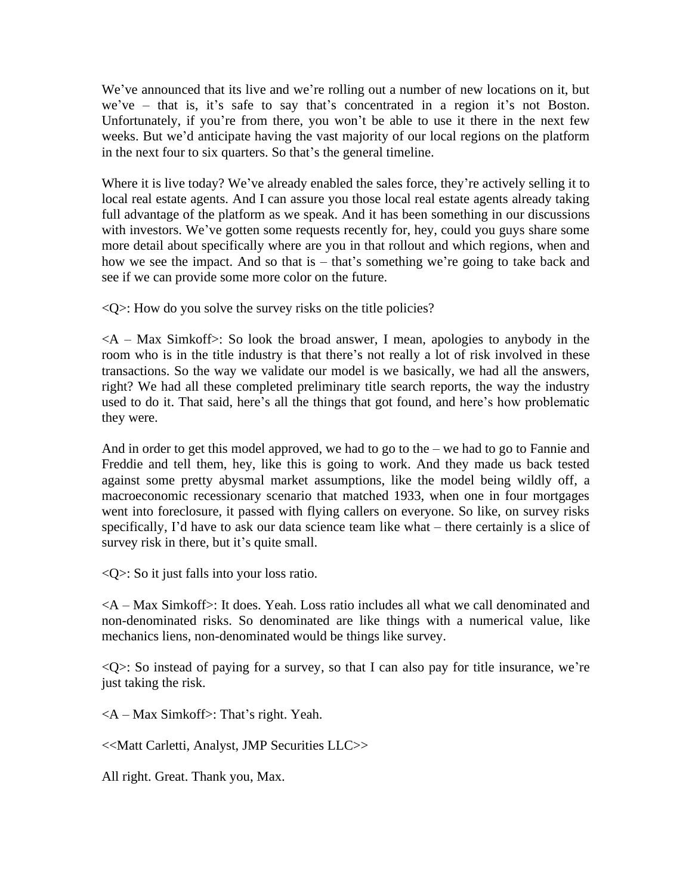We've announced that its live and we're rolling out a number of new locations on it, but we've – that is, it's safe to say that's concentrated in a region it's not Boston. Unfortunately, if you're from there, you won't be able to use it there in the next few weeks. But we'd anticipate having the vast majority of our local regions on the platform in the next four to six quarters. So that's the general timeline.

Where it is live today? We've already enabled the sales force, they're actively selling it to local real estate agents. And I can assure you those local real estate agents already taking full advantage of the platform as we speak. And it has been something in our discussions with investors. We've gotten some requests recently for, hey, could you guys share some more detail about specifically where are you in that rollout and which regions, when and how we see the impact. And so that is – that's something we're going to take back and see if we can provide some more color on the future.

<Q>: How do you solve the survey risks on the title policies?

<A – Max Simkoff>: So look the broad answer, I mean, apologies to anybody in the room who is in the title industry is that there's not really a lot of risk involved in these transactions. So the way we validate our model is we basically, we had all the answers, right? We had all these completed preliminary title search reports, the way the industry used to do it. That said, here's all the things that got found, and here's how problematic they were.

And in order to get this model approved, we had to go to the – we had to go to Fannie and Freddie and tell them, hey, like this is going to work. And they made us back tested against some pretty abysmal market assumptions, like the model being wildly off, a macroeconomic recessionary scenario that matched 1933, when one in four mortgages went into foreclosure, it passed with flying callers on everyone. So like, on survey risks specifically, I'd have to ask our data science team like what – there certainly is a slice of survey risk in there, but it's quite small.

<Q>: So it just falls into your loss ratio.

<A – Max Simkoff>: It does. Yeah. Loss ratio includes all what we call denominated and non-denominated risks. So denominated are like things with a numerical value, like mechanics liens, non-denominated would be things like survey.

<Q>: So instead of paying for a survey, so that I can also pay for title insurance, we're just taking the risk.

<A – Max Simkoff>: That's right. Yeah.

<<Matt Carletti, Analyst, JMP Securities LLC>>

All right. Great. Thank you, Max.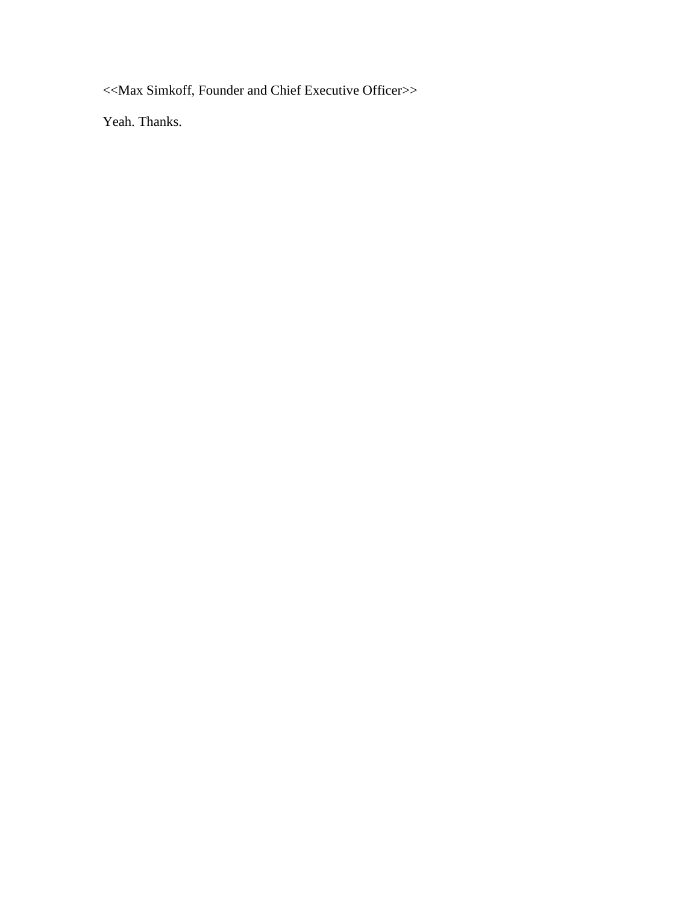<<Max Simkoff, Founder and Chief Executive Officer>>

Yeah. Thanks.